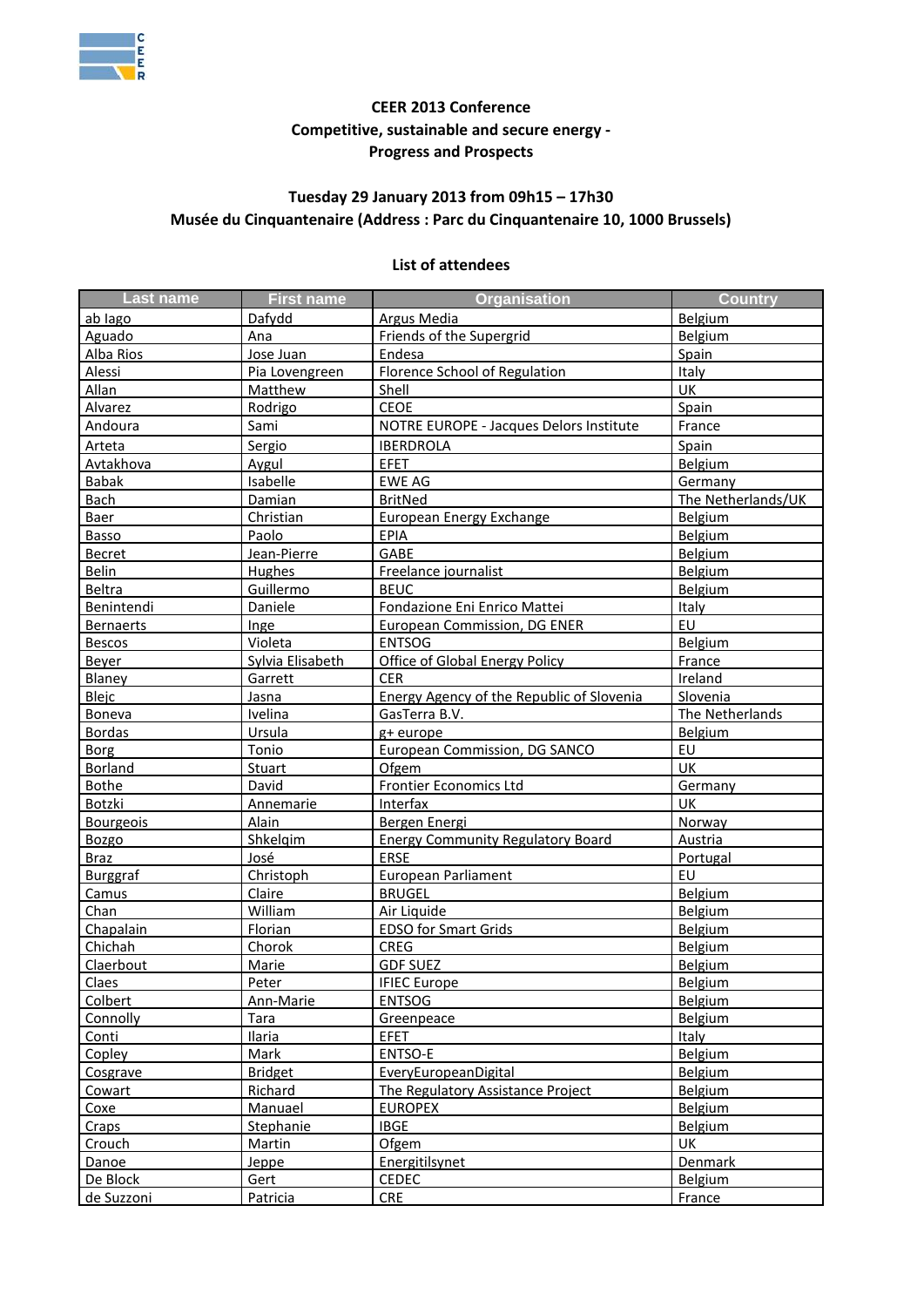**CEER 2013 Conference**

**Competitive, sustainable and secure energy - Progress and Prospects**

**Tuesday 29 January 2013 from 09h15 – 17h30**

**Musée du Cinquantenaire (Address : Parc du Cinquantenaire 10, 1000 Brussels)**

**List of attendees**

| Last name | First name | Organisation | Country |
|---|---|---|---|
| ab Iago | Dafydd | Argus Media | Belgium |
| Aguado | Ana | Friends of the Supergrid | Belgium |
| Alba Rios | Jose Juan | Endesa | Spain |
| Alessi | Pia Lovengreen | Florence School of Regulation | Italy |
| Allan | Matthew | Shell | UK |
| Alvarez | Rodrigo | CEOE | Spain |
| Andoura | Sami | NOTRE EUROPE - Jacques Delors Institute | France |
| Arteta | Sergio | IBERDROLA | Spain |
| Avtakhova | Aygul | EFET | Belgium |
| Babak | Isabelle | EWE AG | Germany |
| Bach | Damian | BritNed | The Netherlands/UK |
| Baer | Christian | European Energy Exchange | Belgium |
| Basso | Paolo | EPIA | Belgium |
| Becret | Jean-Pierre | GABE | Belgium |
| Belin | Hughes | Freelance journalist | Belgium |
| Beltra | Guillermo | BEUC | Belgium |
| Benintendi | Daniele | Fondazione Eni Enrico Mattei | Italy |
| Bernaerts | Inge | European Commission, DG ENER | EU |
| Bescos | Violeta | ENTSOG | Belgium |
| Beyer | Sylvia Elisabeth | Office of Global Energy Policy | France |
| Blaney | Garrett | CER | Ireland |
| Blejc | Jasna | Energy Agency of the Republic of Slovenia | Slovenia |
| Boneva | Ivelina | GasTerra B.V. | The Netherlands |
| Bordas | Ursula | g+ europe | Belgium |
| Borg | Tonio | European Commission, DG SANCO | EU |
| Borland | Stuart | Ofgem | UK |
| Bothe | David | Frontier Economics Ltd | Germany |
| Botzki | Annemarie | Interfax | UK |
| Bourgeois | Alain | Bergen Energi | Norway |
| Bozgo | Shkelqim | Energy Community Regulatory Board | Austria |
| Braz | José | ERSE | Portugal |
| Burggraf | Christoph | European Parliament | EU |
| Camus | Claire | BRUGEL | Belgium |
| Chan | William | Air Liquide | Belgium |
| Chapalain | Florian | EDSO for Smart Grids | Belgium |
| Chichah | Chorok | CREG | Belgium |
| Claerbout | Marie | GDF SUEZ | Belgium |
| Claes | Peter | IFIEC Europe | Belgium |
| Colbert | Ann-Marie | ENTSOG | Belgium |
| Connolly | Tara | Greenpeace | Belgium |
| Conti | Ilaria | EFET | Italy |
| Copley | Mark | ENTSO-E | Belgium |
| Cosgrave | Bridget | EveryEuropeanDigital | Belgium |
| Cowart | Richard | The Regulatory Assistance Project | Belgium |
| Coxe | Manuael | EUROPEX | Belgium |
| Craps | Stephanie | IBGE | Belgium |
| Crouch | Martin | Ofgem | UK |
| Danoe | Jeppe | Energitilsynet | Denmark |
| De Block | Gert | CEDEC | Belgium |
| de Suzzoni | Patricia | CRE | France |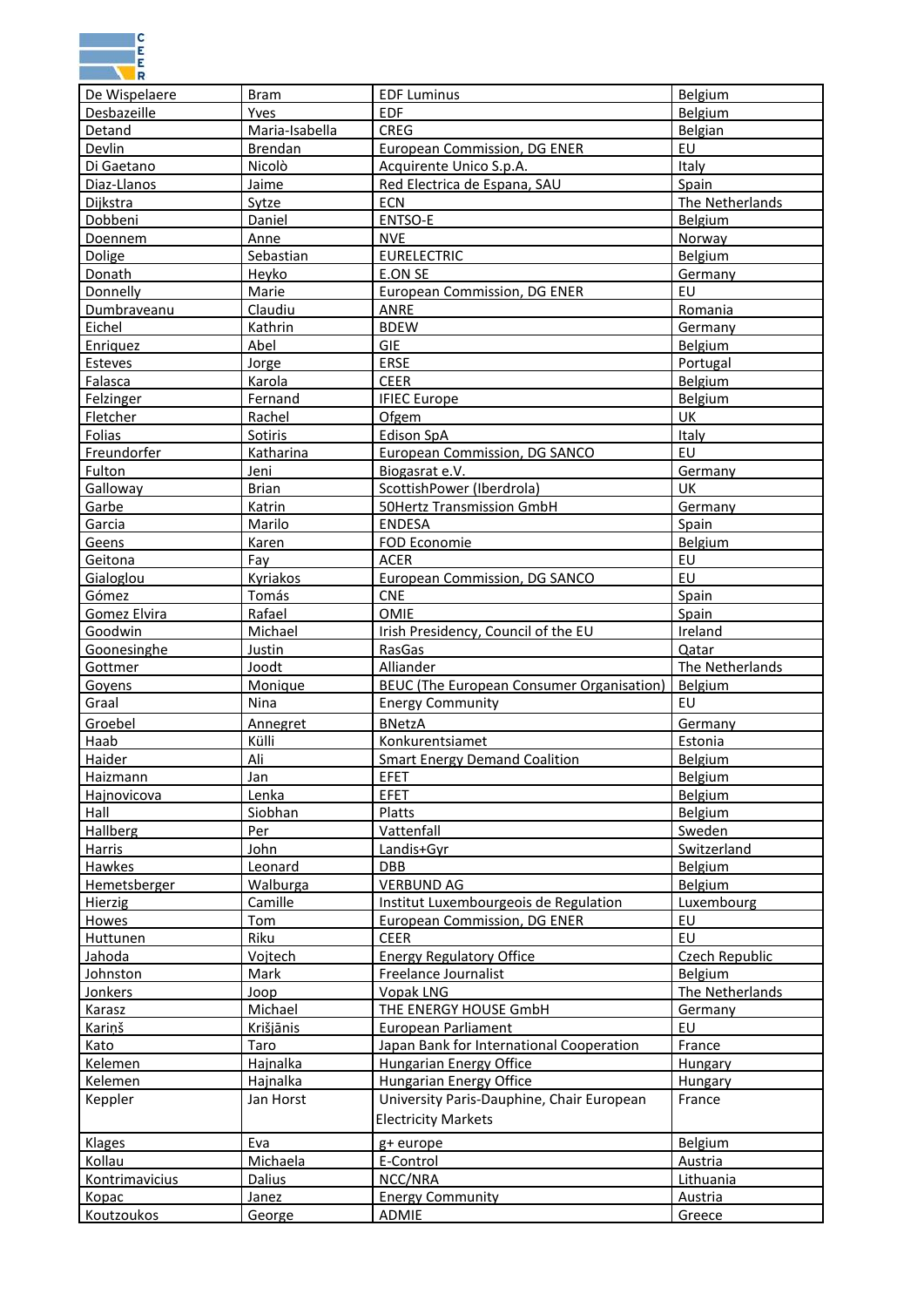| De Wispelaere | Bram | EDF Luminus | Belgium |
|---|---|---|---|
| Desbazeille | Yves | EDF | Belgium |
| Detand | Maria-Isabella | CREG | Belgian |
| Devlin | Brendan | European Commission, DG ENER | EU |
| Di Gaetano | Nicolò | Acquirente Unico S.p.A. | Italy |
| Diaz-Llanos | Jaime | Red Electrica de Espana, SAU | Spain |
| Dijkstra | Sytze | ECN | The Netherlands |
| Dobbeni | Daniel | ENTSO-E | Belgium |
| Doennem | Anne | NVE | Norway |
| Dolige | Sebastian | EURELECTRIC | Belgium |
| Donath | Heyko | E.ON SE | Germany |
| Donnelly | Marie | European Commission, DG ENER | EU |
| Dumbraveanu | Claudiu | ANRE | Romania |
| Eichel | Kathrin | BDEW | Germany |
| Enriquez | Abel | GIE | Belgium |
| Esteves | Jorge | ERSE | Portugal |
| Falasca | Karola | CEER | Belgium |
| Felzinger | Fernand | IFIEC Europe | Belgium |
| Fletcher | Rachel | Ofgem | UK |
| Folias | Sotiris | Edison SpA | Italy |
| Freundorfer | Katharina | European Commission, DG SANCO | EU |
| Fulton | Jeni | Biogasrat e.V. | Germany |
| Galloway | Brian | ScottishPower (Iberdrola) | UK |
| Garbe | Katrin | 50Hertz Transmission GmbH | Germany |
| Garcia | Marilo | ENDESA | Spain |
| Geens | Karen | FOD Economie | Belgium |
| Geitona | Fay | ACER | EU |
| Gialoglou | Kyriakos | European Commission, DG SANCO | EU |
| Gómez | Tomás | CNE | Spain |
| Gomez Elvira | Rafael | OMIE | Spain |
| Goodwin | Michael | Irish Presidency, Council of the EU | Ireland |
| Goonesinghe | Justin | RasGas | Qatar |
| Gottmer | Joodt | Alliander | The Netherlands |
| Goyens | Monique | BEUC (The European Consumer Organisation) | Belgium |
| Graal | Nina | Energy Community | EU |
| Groebel | Annegret | BNetzA | Germany |
| Haab | Külli | Konkurentsiamet | Estonia |
| Haider | Ali | Smart Energy Demand Coalition | Belgium |
| Haizmann | Jan | EFET | Belgium |
| Hajnovicova | Lenka | EFET | Belgium |
| Hall | Siobhan | Platts | Belgium |
| Hallberg | Per | Vattenfall | Sweden |
| Harris | John | Landis+Gyr | Switzerland |
| Hawkes | Leonard | DBB | Belgium |
| Hemetsberger | Walburga | VERBUND AG | Belgium |
| Hierzig | Camille | Institut Luxembourgeois de Regulation | Luxembourg |
| Howes | Tom | European Commission, DG ENER | EU |
| Huttunen | Riku | CEER | EU |
| Jahoda | Vojtech | Energy Regulatory Office | Czech Republic |
| Johnston | Mark | Freelance Journalist | Belgium |
| Jonkers | Joop | Vopak LNG | The Netherlands |
| Karasz | Michael | THE ENERGY HOUSE GmbH | Germany |
| Kariņš | Krišjānis | European Parliament | EU |
| Kato | Taro | Japan Bank for International Cooperation | France |
| Kelemen | Hajnalka | Hungarian Energy Office | Hungary |
| Kelemen | Hajnalka | Hungarian Energy Office | Hungary |
| Keppler | Jan Horst | University Paris-Dauphine, Chair European Electricity Markets | France |
| Klages | Eva | g+ europe | Belgium |
| Kollau | Michaela | E-Control | Austria |
| Kontrimavicius | Dalius | NCC/NRA | Lithuania |
| Kopac | Janez | Energy Community | Austria |
| Koutzoukos | George | ADMIE | Greece |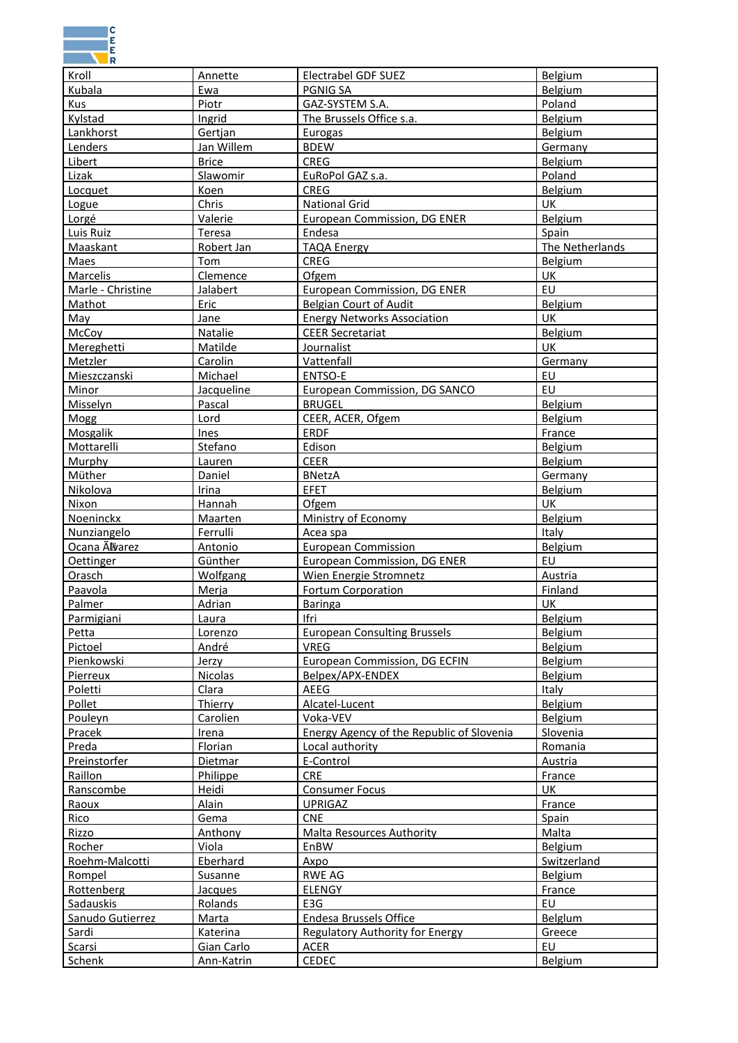| Kroll | Annette | Electrabel GDF SUEZ | Belgium |
|---|---|---|---|
| Kubala | Ewa | PGNIG SA | Belgium |
| Kus | Piotr | GAZ-SYSTEM S.A. | Poland |
| Kylstad | Ingrid | The Brussels Office s.a. | Belgium |
| Lankhorst | Gertjan | Eurogas | Belgium |
| Lenders | Jan Willem | BDEW | Germany |
| Libert | Brice | CREG | Belgium |
| Lizak | Slawomir | EuRoPol GAZ s.a. | Poland |
| Locquet | Koen | CREG | Belgium |
| Logue | Chris | National Grid | UK |
| Lorgé | Valerie | European Commission, DG ENER | Belgium |
| Luis Ruiz | Teresa | Endesa | Spain |
| Maaskant | Robert Jan | TAQA Energy | The Netherlands |
| Maes | Tom | CREG | Belgium |
| Marcelis | Clemence | Ofgem | UK |
| Marle - Christine | Jalabert | European Commission, DG ENER | EU |
| Mathot | Eric | Belgian Court of Audit | Belgium |
| May | Jane | Energy Networks Association | UK |
| McCoy | Natalie | CEER Secretariat | Belgium |
| Mereghetti | Matilde | Journalist | UK |
| Metzler | Carolin | Vattenfall | Germany |
| Mieszczanski | Michael | ENTSO-E | EU |
| Minor | Jacqueline | European Commission, DG SANCO | EU |
| Misselyn | Pascal | BRUGEL | Belgium |
| Mogg | Lord | CEER, ACER, Ofgem | Belgium |
| Mosgalik | Ines | ERDF | France |
| Mottarelli | Stefano | Edison | Belgium |
| Murphy | Lauren | CEER | Belgium |
| Müther | Daniel | BNetzA | Germany |
| Nikolova | Irina | EFET | Belgium |
| Nixon | Hannah | Ofgem | UK |
| Noeninckx | Maarten | Ministry of Economy | Belgium |
| Nunziangelo | Ferrulli | Acea spa | Italy |
| Ocana Ã�varez | Antonio | European Commission | Belgium |
| Oettinger | Günther | European Commission, DG ENER | EU |
| Orasch | Wolfgang | Wien Energie Stromnetz | Austria |
| Paavola | Merja | Fortum Corporation | Finland |
| Palmer | Adrian | Baringa | UK |
| Parmigiani | Laura | Ifri | Belgium |
| Petta | Lorenzo | European Consulting Brussels | Belgium |
| Pictoel | André | VREG | Belgium |
| Pienkowski | Jerzy | European Commission, DG ECFIN | Belgium |
| Pierreux | Nicolas | Belpex/APX-ENDEX | Belgium |
| Poletti | Clara | AEEG | Italy |
| Pollet | Thierry | Alcatel-Lucent | Belgium |
| Pouleyn | Carolien | Voka-VEV | Belgium |
| Pracek | Irena | Energy Agency of the Republic of Slovenia | Slovenia |
| Preda | Florian | Local authority | Romania |
| Preinstorfer | Dietmar | E-Control | Austria |
| Raillon | Philippe | CRE | France |
| Ranscombe | Heidi | Consumer Focus | UK |
| Raoux | Alain | UPRIGAZ | France |
| Rico | Gema | CNE | Spain |
| Rizzo | Anthony | Malta Resources Authority | Malta |
| Rocher | Viola | EnBW | Belgium |
| Roehm-Malcotti | Eberhard | Axpo | Switzerland |
| Rompel | Susanne | RWE AG | Belgium |
| Rottenberg | Jacques | ELENGY | France |
| Sadauskis | Rolands | E3G | EU |
| Sanudo Gutierrez | Marta | Endesa Brussels Office | Belgium |
| Sardi | Katerina | Regulatory Authority for Energy | Greece |
| Scarsi | Gian Carlo | ACER | EU |
| Schenk | Ann-Katrin | CEDEC | Belgium |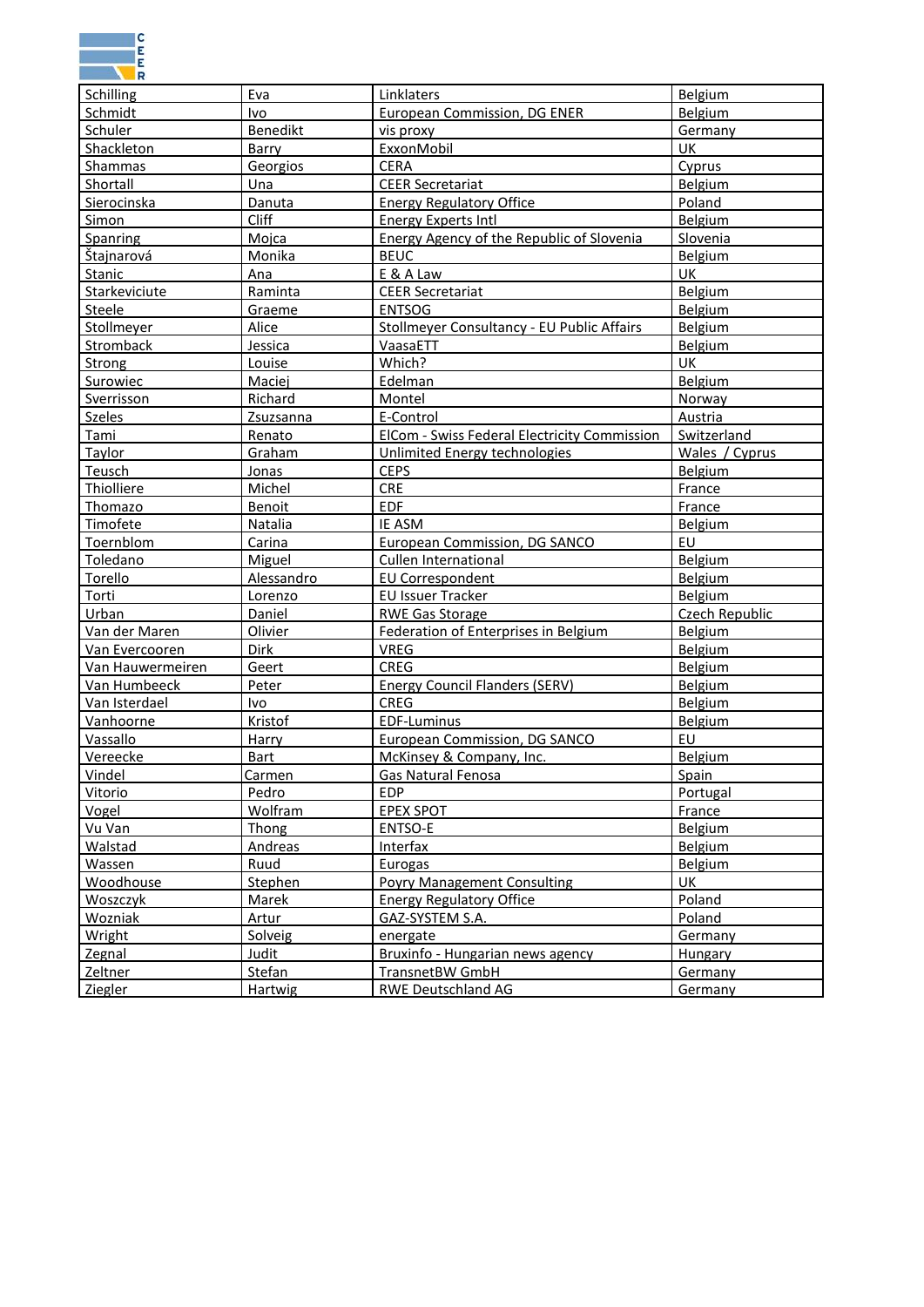| | | | |
|---|---|---|---|
| Schilling | Eva | Linklaters | Belgium |
| Schmidt | Ivo | European Commission, DG ENER | Belgium |
| Schuler | Benedikt | vis proxy | Germany |
| Shackleton | Barry | ExxonMobil | UK |
| Shammas | Georgios | CERA | Cyprus |
| Shortall | Una | CEER Secretariat | Belgium |
| Sierocinska | Danuta | Energy Regulatory Office | Poland |
| Simon | Cliff | Energy Experts Intl | Belgium |
| Spanring | Mojca | Energy Agency of the Republic of Slovenia | Slovenia |
| Štajnarová | Monika | BEUC | Belgium |
| Stanic | Ana | E & A Law | UK |
| Starkeviciute | Raminta | CEER Secretariat | Belgium |
| Steele | Graeme | ENTSOG | Belgium |
| Stollmeyer | Alice | Stollmeyer Consultancy - EU Public Affairs | Belgium |
| Stromback | Jessica | VaasaETT | Belgium |
| Strong | Louise | Which? | UK |
| Surowiec | Maciej | Edelman | Belgium |
| Sverrisson | Richard | Montel | Norway |
| Szeles | Zsuzsanna | E-Control | Austria |
| Tami | Renato | ElCom - Swiss Federal Electricity Commission | Switzerland |
| Taylor | Graham | Unlimited Energy technologies | Wales / Cyprus |
| Teusch | Jonas | CEPS | Belgium |
| Thiolliere | Michel | CRE | France |
| Thomazo | Benoit | EDF | France |
| Timofete | Natalia | IE ASM | Belgium |
| Toernblom | Carina | European Commission, DG SANCO | EU |
| Toledano | Miguel | Cullen International | Belgium |
| Torello | Alessandro | EU Correspondent | Belgium |
| Torti | Lorenzo | EU Issuer Tracker | Belgium |
| Urban | Daniel | RWE Gas Storage | Czech Republic |
| Van der Maren | Olivier | Federation of Enterprises in Belgium | Belgium |
| Van Evercooren | Dirk | VREG | Belgium |
| Van Hauwermeiren | Geert | CREG | Belgium |
| Van Humbeeck | Peter | Energy Council Flanders (SERV) | Belgium |
| Van Isterdael | Ivo | CREG | Belgium |
| Vanhoorne | Kristof | EDF-Luminus | Belgium |
| Vassallo | Harry | European Commission, DG SANCO | EU |
| Vereecke | Bart | McKinsey & Company, Inc. | Belgium |
| Vindel | Carmen | Gas Natural Fenosa | Spain |
| Vitorio | Pedro | EDP | Portugal |
| Vogel | Wolfram | EPEX SPOT | France |
| Vu Van | Thong | ENTSO-E | Belgium |
| Walstad | Andreas | Interfax | Belgium |
| Wassen | Ruud | Eurogas | Belgium |
| Woodhouse | Stephen | Poyry Management Consulting | UK |
| Woszczyk | Marek | Energy Regulatory Office | Poland |
| Wozniak | Artur | GAZ-SYSTEM S.A. | Poland |
| Wright | Solveig | energate | Germany |
| Zegnal | Judit | Bruxinfo - Hungarian news agency | Hungary |
| Zeltner | Stefan | TransnetBW GmbH | Germany |
| Ziegler | Hartwig | RWE Deutschland AG | Germany |